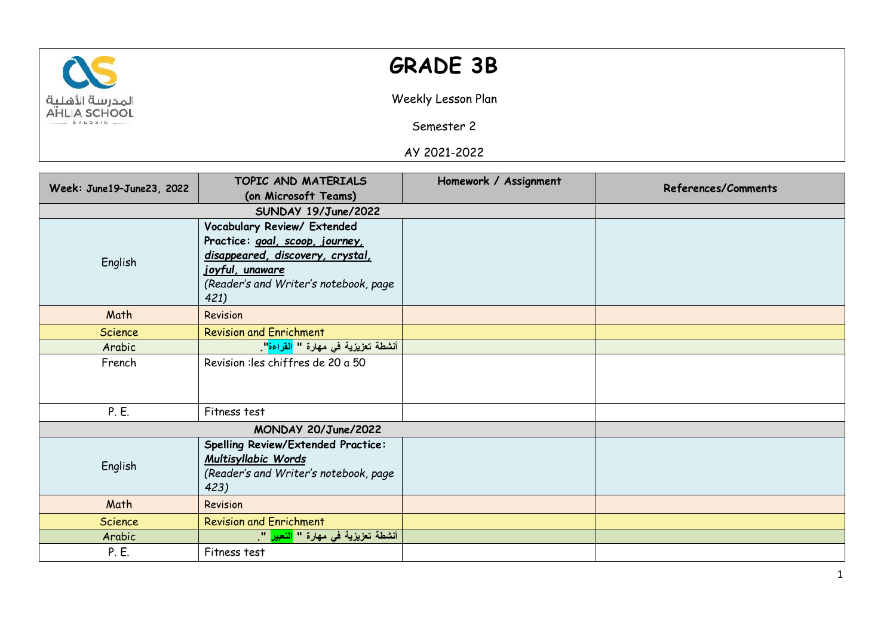# GRADE 3B

Weekly Lesson Plan

Semester 2

AY 2021-2022

| Week: June19–June23, 2022 | TOPIC AND MATERIALS (on Microsoft Teams) | Homework / Assignment | References/Comments |
|---|---|---|---|
| SUNDAY 19/June/2022 | | | |
| English | **Vocabulary Review/ Extended Practice:** ***goal, scoop, journey, disappeared, discovery, crystal, joyful, unaware*** *(Reader's and Writer's notebook, page 421)* | | |
| Math | Revision | | |
| Science | Revision and Enrichment | | |
| Arabic | أنشطة تعزيزية في مهارة " القراءة". | | |
| French | Revision :les chiffres de 20 a 50 | | |
| P. E. | Fitness test | | |
| MONDAY 20/June/2022 | | | |
| English | **Spelling Review/Extended Practice:** ***Multisyllabic Words*** *(Reader's and Writer's notebook, page 423)* | | |
| Math | Revision | | |
| Science | Revision and Enrichment | | |
| Arabic | أنشطة تعزيزية في مهارة " التعبير ". | | |
| P. E. | Fitness test | | |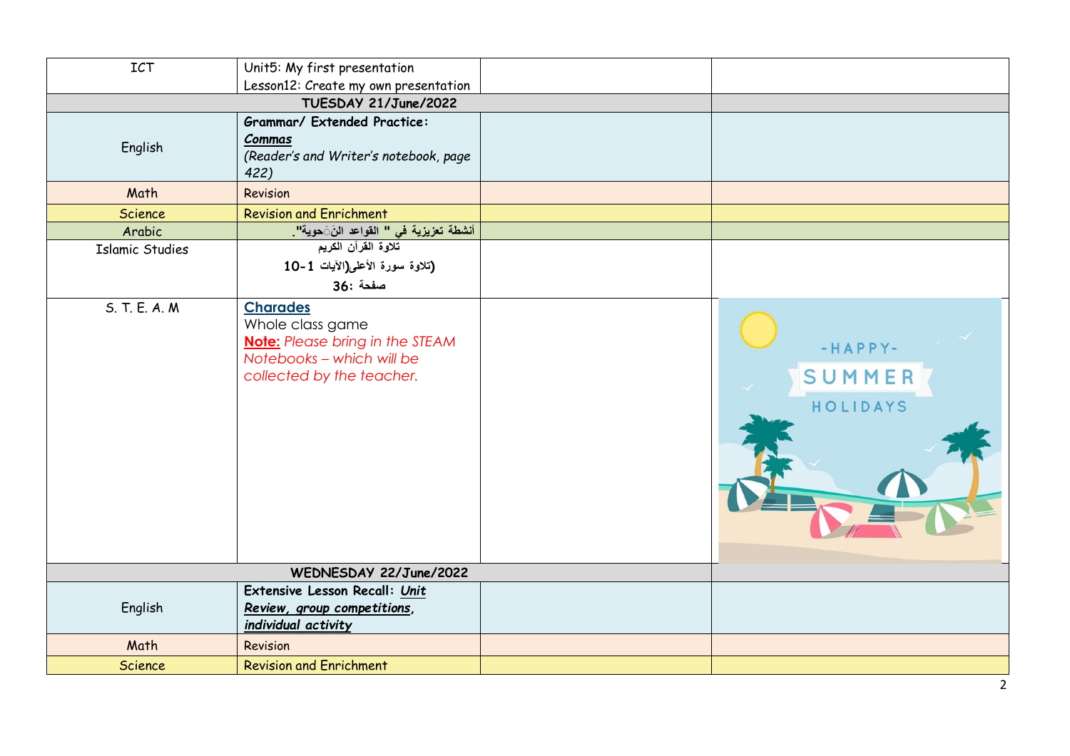| | | | |
|---|---|---|---|
| ICT | Unit5: My first presentation<br>Lesson12: Create my own presentation | | |
| **TUESDAY 21/June/2022** | | | |
| English | **Grammar/ Extended Practice:**<br>***Commas***<br>*(Reader's and Writer's notebook, page 422)* | | |
| Math | Revision | | |
| Science | Revision and Enrichment | | |
| Arabic | **أنشطة تعزيزية في " القواعد النَّحوية".** | | |
| Islamic Studies | **تلاوة القرآن الكريم**<br>**(تلاوة سورة الأعلى(الآيات 1-10**<br>**صفحة :36** | | |
| S. T. E. A. M | **Charades**<br>Whole class game<br>**Note:** *Please bring in the STEAM Notebooks – which will be collected by the teacher.* | | -HAPPY- SUMMER HOLIDAYS |
| **WEDNESDAY 22/June/2022** | | | |
| English | **Extensive Lesson Recall: *Unit Review, group competitions, individual activity*** | | |
| Math | Revision | | |
| Science | Revision and Enrichment | | |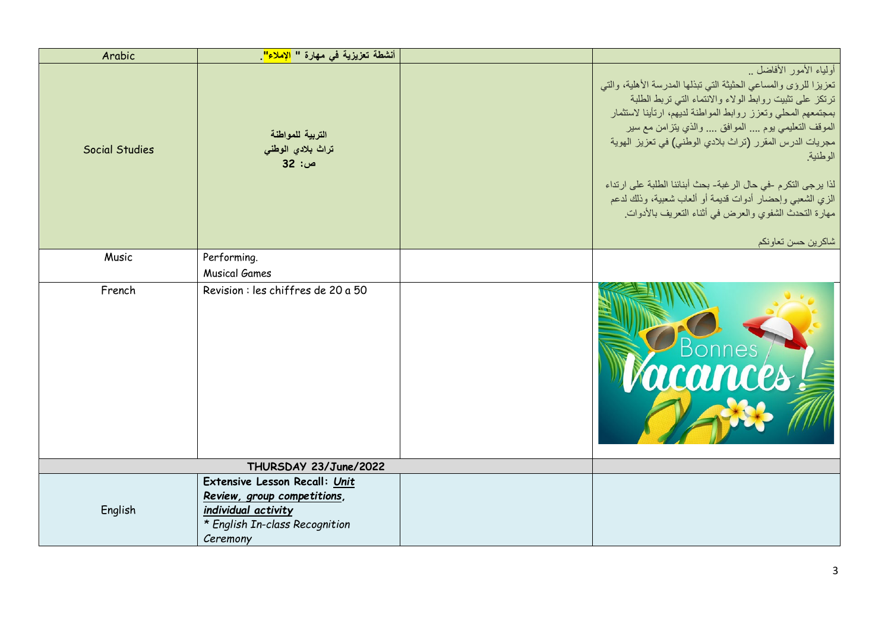| Arabic | أنشطة تعزيزية في مهارة " الإملاء". | | |
|---|---|---|---|
| Social Studies | **التربية للمواطنة**<br>**تراث بلادي الوطني**<br>**ص: 32** | | أولياء الأمور الأفاضل ..<br>تعزيزا للرؤى والمساعي الحثيثة التي تبذلها المدرسة الأهلية، والتي ترتكز على تثبيت روابط الولاء والانتماء التي تربط الطلبة بمجتمعهم المحلي وتعزز روابط المواطنة لديهم، ارتأينا لاستثمار الموقف التعليمي يوم .... الموافق .... والذي يتزامن مع سير مجريات الدرس المقرر (تراث بلادي الوطني) في تعزيز الهوية الوطنية.<br><br>لذا يرجى التكرم -في حال الرغبة- بحث أبنائنا الطلبة على ارتداء الزي الشعبي وإحضار أدوات قديمة أو ألعاب شعبية، وذلك لدعم مهارة التحدث الشفوي والعرض في أثناء التعريف بالأدوات.<br><br>شاكرين حسن تعاونكم |
| Music | Performing.<br>Musical Games | | |
| French | Revision : les chiffres de 20 a 50 | | Bonnes Vacances! |
| **THURSDAY 23/June/2022** | | | |
| English | **Extensive Lesson Recall:** ***Unit Review, group competitions, individual activity***<br>*\* English In-class Recognition Ceremony* | | |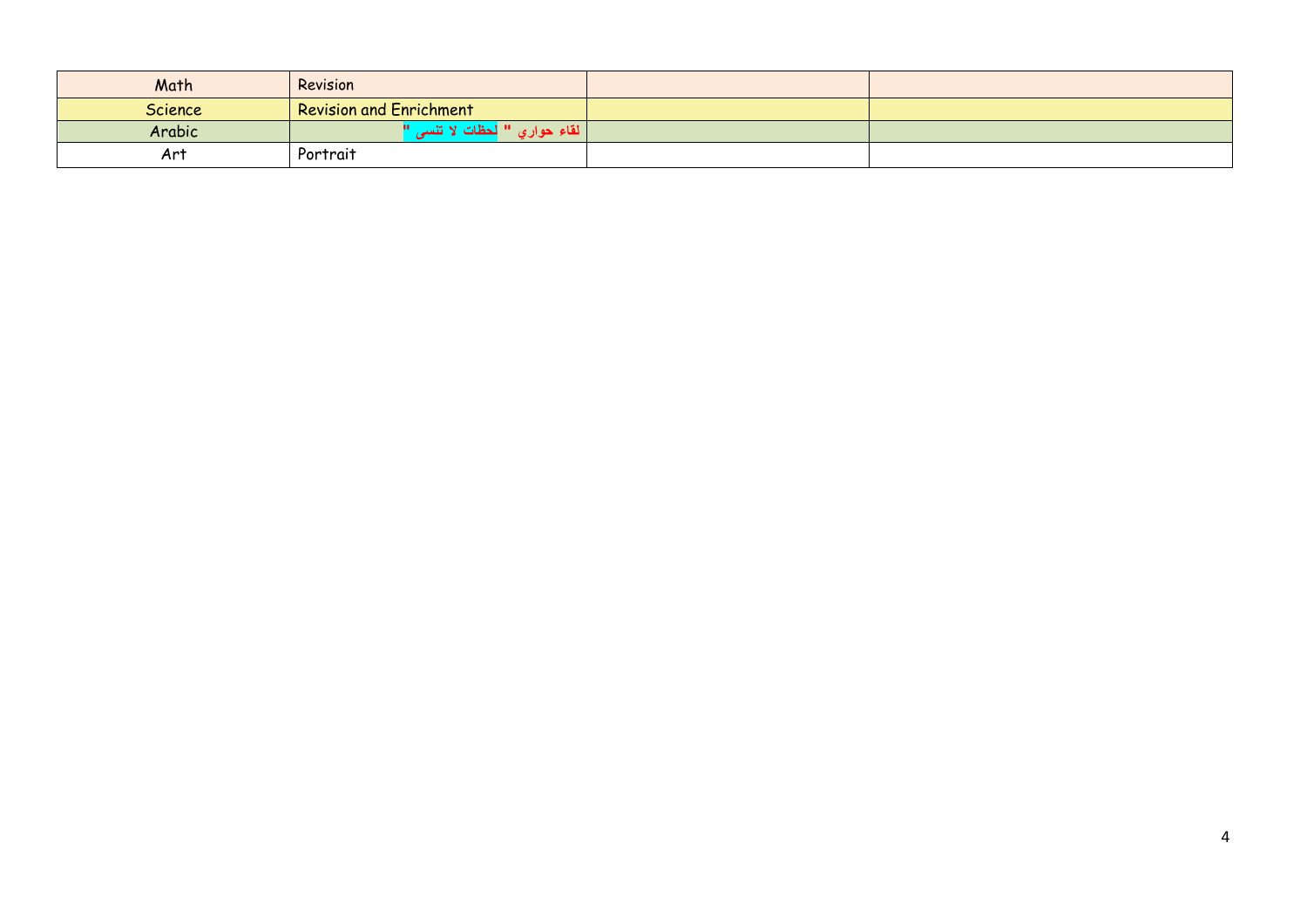| | | | |
|---|---|---|---|
| Math | Revision | | |
| Science | Revision and Enrichment | | |
| Arabic | لقاء حواري " لحظات لا تنسى " | | |
| Art | Portrait | | |